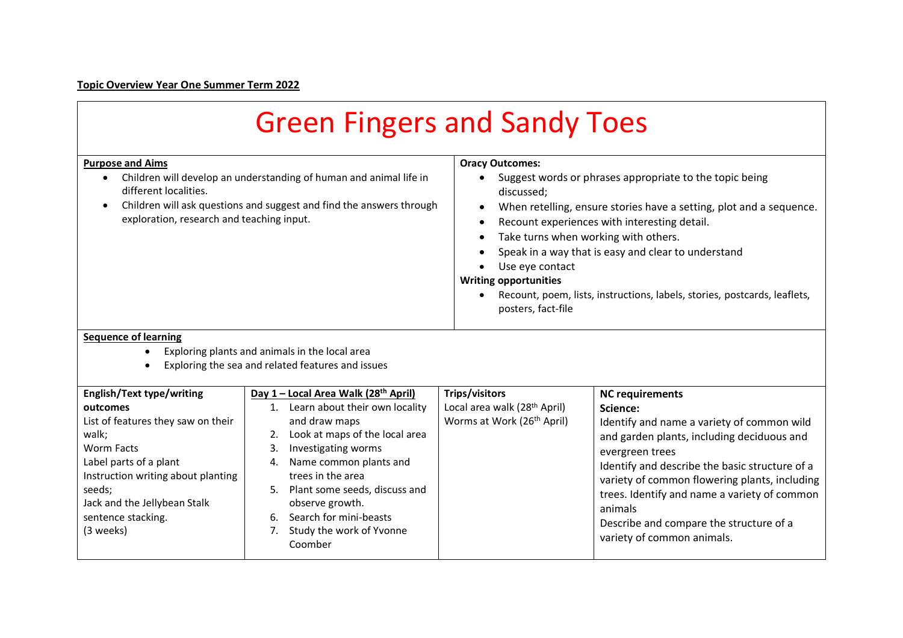**Topic Overview Year One Summer Term 2022**

# Green Fingers and Sandy Toes

**Purpose and Aims**

- Children will develop an understanding of human and animal life in different localities.
- Children will ask questions and suggest and find the answers through exploration, research and teaching input.

**Oracy Outcomes:**

- Suggest words or phrases appropriate to the topic being discussed;
- When retelling, ensure stories have a setting, plot and a sequence.
- Recount experiences with interesting detail.
- Take turns when working with others.
- Speak in a way that is easy and clear to understand
- Use eye contact

**Writing opportunities**

- Recount, poem, lists, instructions, labels, stories, postcards, leaflets, posters, fact-file

**Sequence of learning**

- Exploring plants and animals in the local area
- Exploring the sea and related features and issues

| English/Text type/writing outcomes | Day 1 – Local Area Walk (28th April) | Trips/visitors | NC requirements |
|---|---|---|---|
| List of features they saw on their walk;<br>Worm Facts<br>Label parts of a plant<br>Instruction writing about planting seeds;<br>Jack and the Jellybean Stalk sentence stacking.<br>(3 weeks) | 1. Learn about their own locality and draw maps<br>2. Look at maps of the local area<br>3. Investigating worms<br>4. Name common plants and trees in the area<br>5. Plant some seeds, discuss and observe growth.<br>6. Search for mini-beasts<br>7. Study the work of Yvonne Coomber | Local area walk (28th April)<br>Worms at Work (26th April) | **Science:**<br>Identify and name a variety of common wild and garden plants, including deciduous and evergreen trees<br>Identify and describe the basic structure of a variety of common flowering plants, including trees. Identify and name a variety of common animals<br>Describe and compare the structure of a variety of common animals. |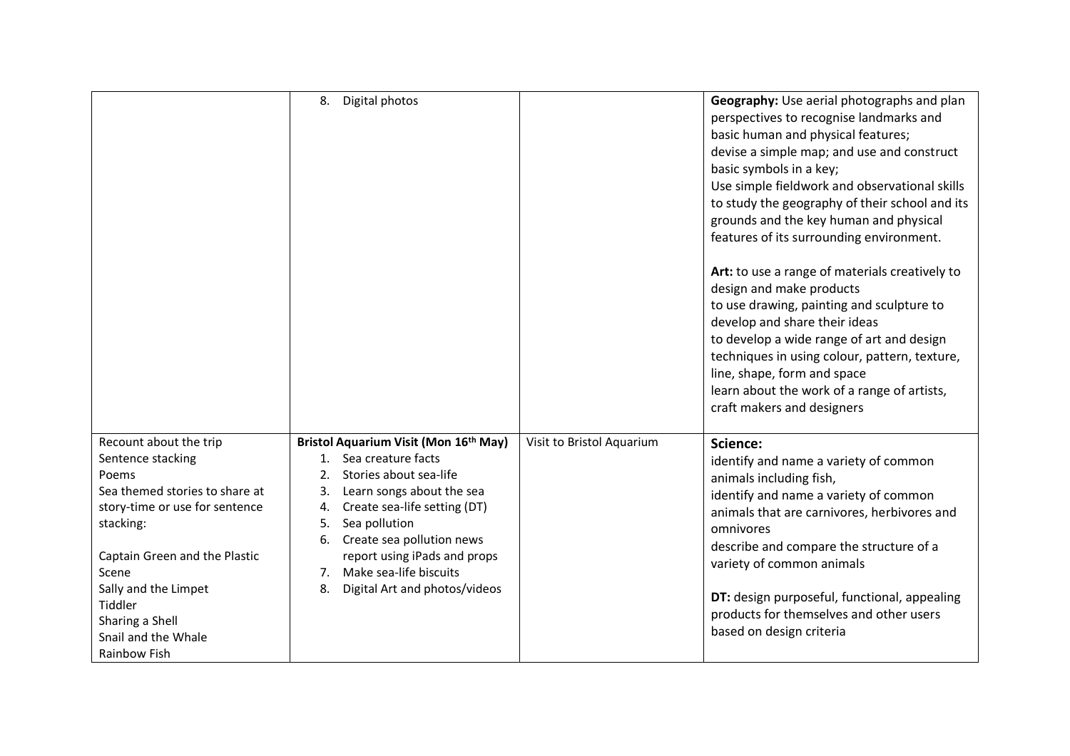| | | | |
|---|---|---|---|
| | 8. Digital photos | | **Geography:** Use aerial photographs and plan perspectives to recognise landmarks and basic human and physical features;<br>devise a simple map; and use and construct basic symbols in a key;<br>Use simple fieldwork and observational skills to study the geography of their school and its grounds and the key human and physical features of its surrounding environment.<br><br>**Art:** to use a range of materials creatively to design and make products<br>to use drawing, painting and sculpture to develop and share their ideas<br>to develop a wide range of art and design techniques in using colour, pattern, texture, line, shape, form and space<br>learn about the work of a range of artists, craft makers and designers |
| Recount about the trip<br>Sentence stacking<br>Poems<br>Sea themed stories to share at story-time or use for sentence stacking:<br><br>Captain Green and the Plastic Scene<br>Sally and the Limpet<br>Tiddler<br>Sharing a Shell<br>Snail and the Whale<br>Rainbow Fish | **Bristol Aquarium Visit (Mon 16th May)**<br>1. Sea creature facts<br>2. Stories about sea-life<br>3. Learn songs about the sea<br>4. Create sea-life setting (DT)<br>5. Sea pollution<br>6. Create sea pollution news report using iPads and props<br>7. Make sea-life biscuits<br>8. Digital Art and photos/videos | Visit to Bristol Aquarium | **Science:**<br>identify and name a variety of common animals including fish,<br>identify and name a variety of common animals that are carnivores, herbivores and omnivores<br>describe and compare the structure of a variety of common animals<br><br>**DT:** design purposeful, functional, appealing products for themselves and other users based on design criteria |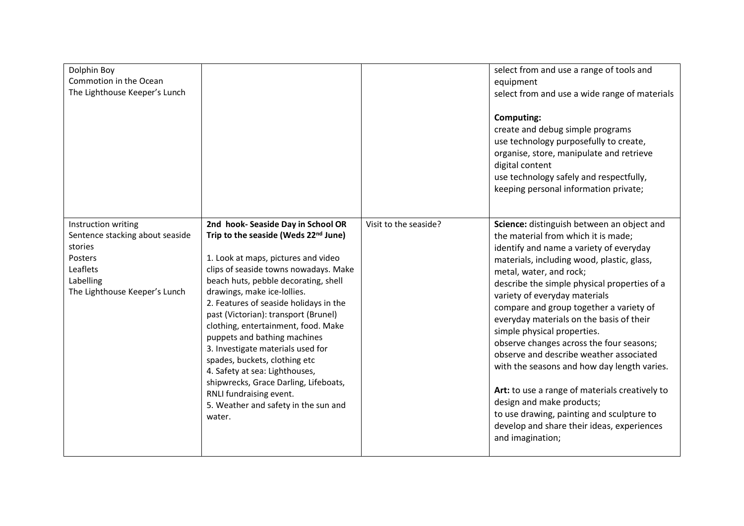| | | | |
|---|---|---|---|
| Dolphin Boy<br>Commotion in the Ocean<br>The Lighthouse Keeper's Lunch | | | select from and use a range of tools and equipment<br>select from and use a wide range of materials<br><br>**Computing:**<br>create and debug simple programs<br>use technology purposefully to create, organise, store, manipulate and retrieve digital content<br>use technology safely and respectfully, keeping personal information private; |
| Instruction writing<br>Sentence stacking about seaside stories<br>Posters<br>Leaflets<br>Labelling<br>The Lighthouse Keeper's Lunch | **2nd hook- Seaside Day in School OR Trip to the seaside (Weds 22nd June)**<br><br>1. Look at maps, pictures and video clips of seaside towns nowadays. Make beach huts, pebble decorating, shell drawings, make ice-lollies.<br>2. Features of seaside holidays in the past (Victorian): transport (Brunel) clothing, entertainment, food. Make puppets and bathing machines<br>3. Investigate materials used for spades, buckets, clothing etc<br>4. Safety at sea: Lighthouses, shipwrecks, Grace Darling, Lifeboats, RNLI fundraising event.<br>5. Weather and safety in the sun and water. | Visit to the seaside? | **Science:** distinguish between an object and the material from which it is made;<br>identify and name a variety of everyday materials, including wood, plastic, glass, metal, water, and rock;<br>describe the simple physical properties of a variety of everyday materials<br>compare and group together a variety of everyday materials on the basis of their simple physical properties.<br>observe changes across the four seasons;<br>observe and describe weather associated with the seasons and how day length varies.<br><br>**Art:** to use a range of materials creatively to design and make products;<br>to use drawing, painting and sculpture to develop and share their ideas, experiences and imagination; |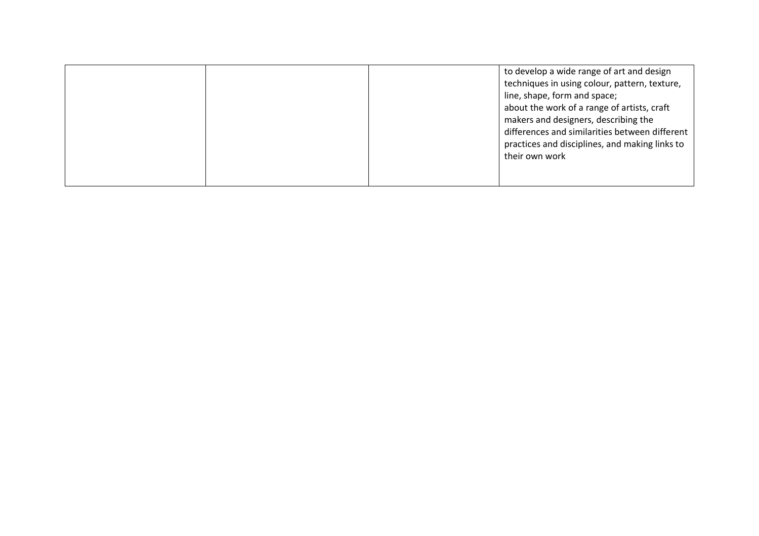| | | | |
|---|---|---|---|
| | | | to develop a wide range of art and design techniques in using colour, pattern, texture, line, shape, form and space;<br>about the work of a range of artists, craft makers and designers, describing the differences and similarities between different practices and disciplines, and making links to their own work |